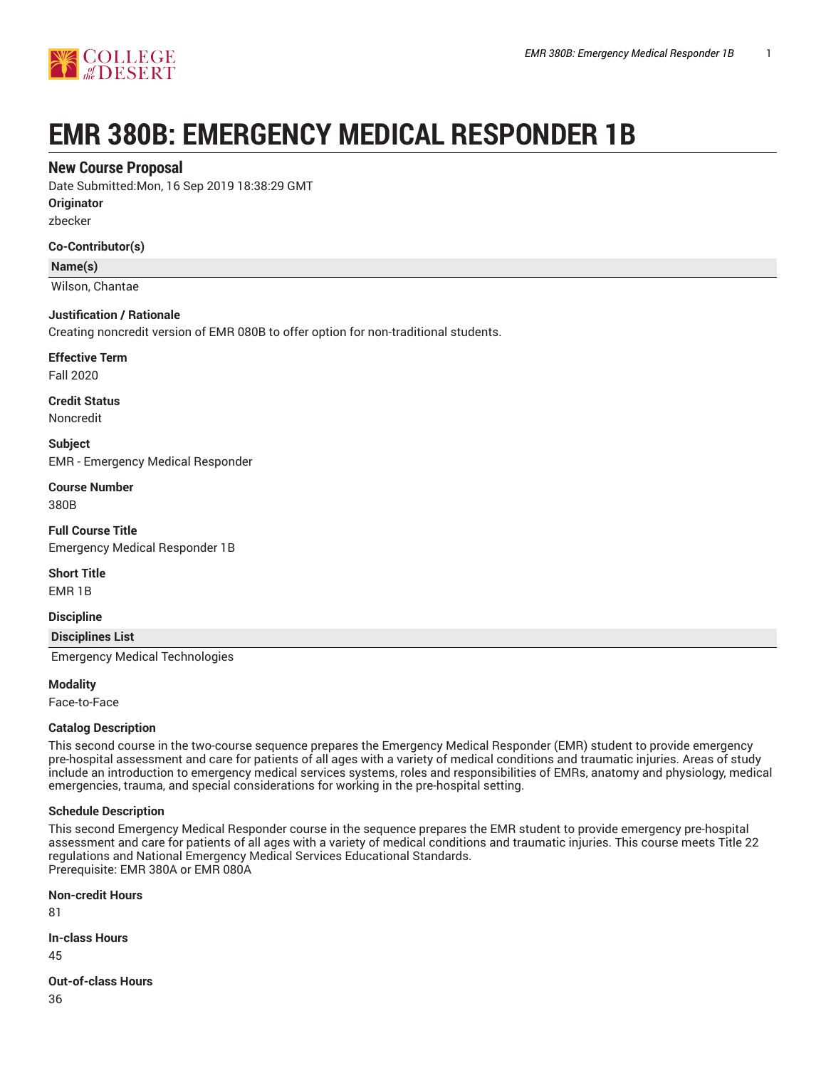# EMR 380B: EMERGENCY MEDICAL RESPONDER 1B

## New Course Proposal

Date Submitted:Mon, 16 Sep 2019 18:38:29 GMT

**Originator**

zbecker

**Co-Contributor(s)**

| Name(s) |
|---|
| Wilson, Chantae |

**Justification / Rationale**

Creating noncredit version of EMR 080B to offer option for non-traditional students.

**Effective Term**

Fall 2020

**Credit Status**

Noncredit

**Subject**

EMR - Emergency Medical Responder

**Course Number**

380B

**Full Course Title**

Emergency Medical Responder 1B

**Short Title**

EMR 1B

**Discipline**

| Disciplines List |
|---|
| Emergency Medical Technologies |

**Modality**

Face-to-Face

**Catalog Description**

This second course in the two-course sequence prepares the Emergency Medical Responder (EMR) student to provide emergency pre-hospital assessment and care for patients of all ages with a variety of medical conditions and traumatic injuries. Areas of study include an introduction to emergency medical services systems, roles and responsibilities of EMRs, anatomy and physiology, medical emergencies, trauma, and special considerations for working in the pre-hospital setting.

**Schedule Description**

This second Emergency Medical Responder course in the sequence prepares the EMR student to provide emergency pre-hospital assessment and care for patients of all ages with a variety of medical conditions and traumatic injuries. This course meets Title 22 regulations and National Emergency Medical Services Educational Standards.
Prerequisite: EMR 380A or EMR 080A

**Non-credit Hours**

81

**In-class Hours**

45

**Out-of-class Hours**

36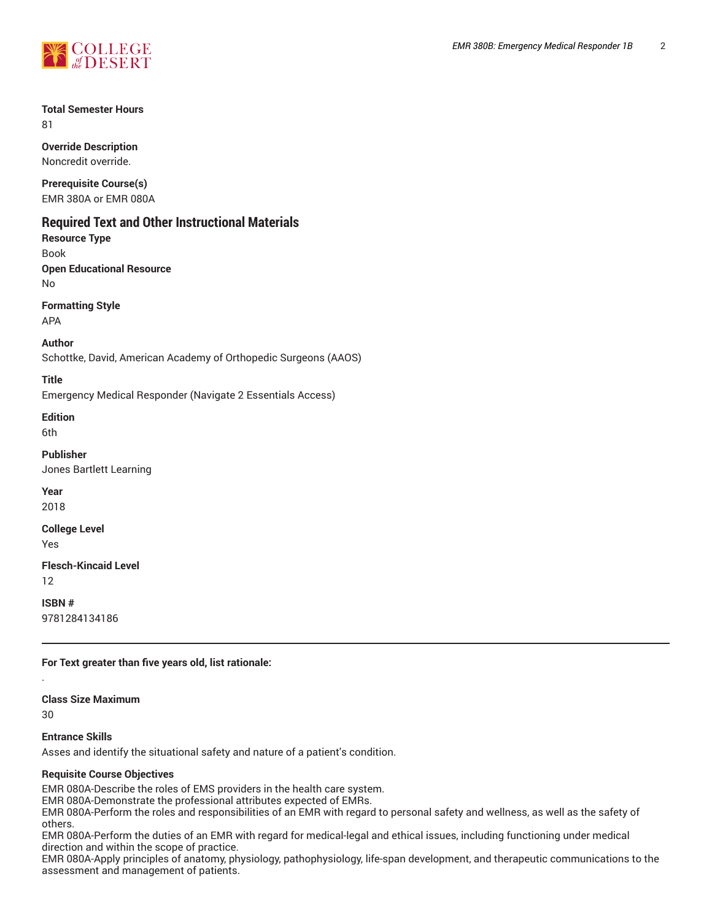**Total Semester Hours**
81

**Override Description**
Noncredit override.

**Prerequisite Course(s)**
EMR 380A or EMR 080A

## Required Text and Other Instructional Materials

**Resource Type**
Book

**Open Educational Resource**
No

**Formatting Style**
APA

**Author**
Schottke, David, American Academy of Orthopedic Surgeons (AAOS)

**Title**
Emergency Medical Responder (Navigate 2 Essentials Access)

**Edition**
6th

**Publisher**
Jones Bartlett Learning

**Year**
2018

**College Level**
Yes

**Flesch-Kincaid Level**
12

**ISBN #**
9781284134186

---

**For Text greater than five years old, list rationale:**

.

**Class Size Maximum**
30

**Entrance Skills**
Asses and identify the situational safety and nature of a patient's condition.

**Requisite Course Objectives**
EMR 080A-Describe the roles of EMS providers in the health care system.
EMR 080A-Demonstrate the professional attributes expected of EMRs.
EMR 080A-Perform the roles and responsibilities of an EMR with regard to personal safety and wellness, as well as the safety of others.
EMR 080A-Perform the duties of an EMR with regard for medical-legal and ethical issues, including functioning under medical direction and within the scope of practice.
EMR 080A-Apply principles of anatomy, physiology, pathophysiology, life-span development, and therapeutic communications to the assessment and management of patients.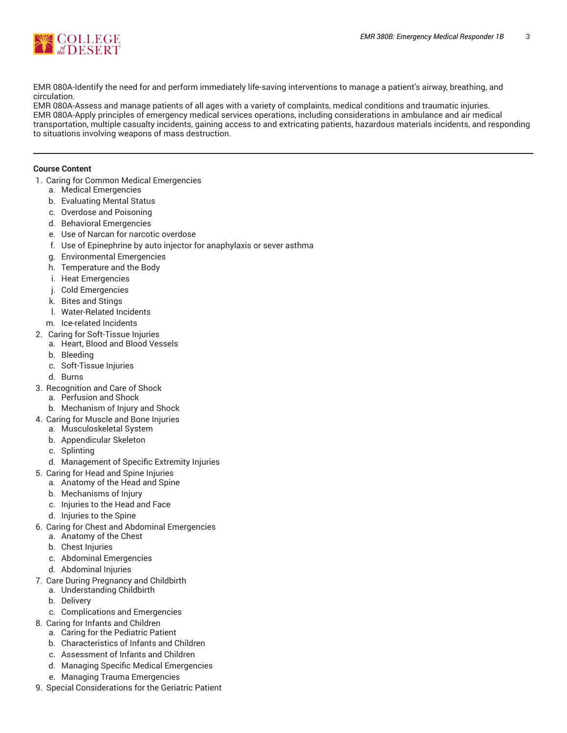EMR 080A-Identify the need for and perform immediately life-saving interventions to manage a patient's airway, breathing, and circulation.
EMR 080A-Assess and manage patients of all ages with a variety of complaints, medical conditions and traumatic injuries.
EMR 080A-Apply principles of emergency medical services operations, including considerations in ambulance and air medical transportation, multiple casualty incidents, gaining access to and extricating patients, hazardous materials incidents, and responding to situations involving weapons of mass destruction.

---

**Course Content**

1. Caring for Common Medical Emergencies
    a. Medical Emergencies
    b. Evaluating Mental Status
    c. Overdose and Poisoning
    d. Behavioral Emergencies
    e. Use of Narcan for narcotic overdose
    f. Use of Epinephrine by auto injector for anaphylaxis or sever asthma
    g. Environmental Emergencies
    h. Temperature and the Body
    i. Heat Emergencies
    j. Cold Emergencies
    k. Bites and Stings
    l. Water-Related Incidents
    m. Ice-related Incidents
2. Caring for Soft-Tissue Injuries
    a. Heart, Blood and Blood Vessels
    b. Bleeding
    c. Soft-Tissue Injuries
    d. Burns
3. Recognition and Care of Shock
    a. Perfusion and Shock
    b. Mechanism of Injury and Shock
4. Caring for Muscle and Bone Injuries
    a. Musculoskeletal System
    b. Appendicular Skeleton
    c. Splinting
    d. Management of Specific Extremity Injuries
5. Caring for Head and Spine Injuries
    a. Anatomy of the Head and Spine
    b. Mechanisms of Injury
    c. Injuries to the Head and Face
    d. Injuries to the Spine
6. Caring for Chest and Abdominal Emergencies
    a. Anatomy of the Chest
    b. Chest Injuries
    c. Abdominal Emergencies
    d. Abdominal Injuries
7. Care During Pregnancy and Childbirth
    a. Understanding Childbirth
    b. Delivery
    c. Complications and Emergencies
8. Caring for Infants and Children
    a. Caring for the Pediatric Patient
    b. Characteristics of Infants and Children
    c. Assessment of Infants and Children
    d. Managing Specific Medical Emergencies
    e. Managing Trauma Emergencies
9. Special Considerations for the Geriatric Patient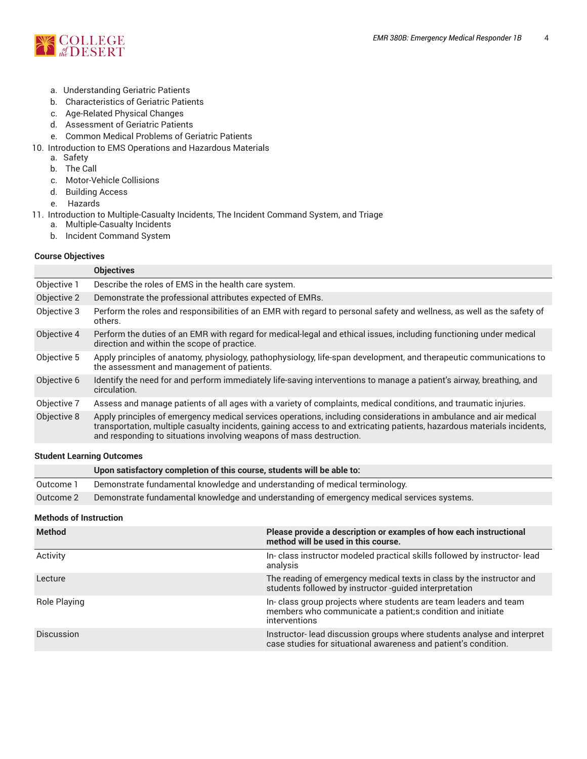a. Understanding Geriatric Patients
   b. Characteristics of Geriatric Patients
   c. Age-Related Physical Changes
   d. Assessment of Geriatric Patients
   e. Common Medical Problems of Geriatric Patients
10. Introduction to EMS Operations and Hazardous Materials
   a. Safety
   b. The Call
   c. Motor-Vehicle Collisions
   d. Building Access
   e. Hazards
11. Introduction to Multiple-Casualty Incidents, The Incident Command System, and Triage
   a. Multiple-Casualty Incidents
   b. Incident Command System

### Course Objectives

| | Objectives |
|---|---|
| Objective 1 | Describe the roles of EMS in the health care system. |
| Objective 2 | Demonstrate the professional attributes expected of EMRs. |
| Objective 3 | Perform the roles and responsibilities of an EMR with regard to personal safety and wellness, as well as the safety of others. |
| Objective 4 | Perform the duties of an EMR with regard for medical-legal and ethical issues, including functioning under medical direction and within the scope of practice. |
| Objective 5 | Apply principles of anatomy, physiology, pathophysiology, life-span development, and therapeutic communications to the assessment and management of patients. |
| Objective 6 | Identify the need for and perform immediately life-saving interventions to manage a patient's airway, breathing, and circulation. |
| Objective 7 | Assess and manage patients of all ages with a variety of complaints, medical conditions, and traumatic injuries. |
| Objective 8 | Apply principles of emergency medical services operations, including considerations in ambulance and air medical transportation, multiple casualty incidents, gaining access to and extricating patients, hazardous materials incidents, and responding to situations involving weapons of mass destruction. |

### Student Learning Outcomes

| | Upon satisfactory completion of this course, students will be able to: |
|---|---|
| Outcome 1 | Demonstrate fundamental knowledge and understanding of medical terminology. |
| Outcome 2 | Demonstrate fundamental knowledge and understanding of emergency medical services systems. |

### Methods of Instruction

| Method | Please provide a description or examples of how each instructional method will be used in this course. |
|---|---|
| Activity | In- class instructor modeled practical skills followed by instructor- lead analysis |
| Lecture | The reading of emergency medical texts in class by the instructor and students followed by instructor -guided interpretation |
| Role Playing | In- class group projects where students are team leaders and team members who communicate a patient;s condition and initiate interventions |
| Discussion | Instructor- lead discussion groups where students analyse and interpret case studies for situational awareness and patient's condition. |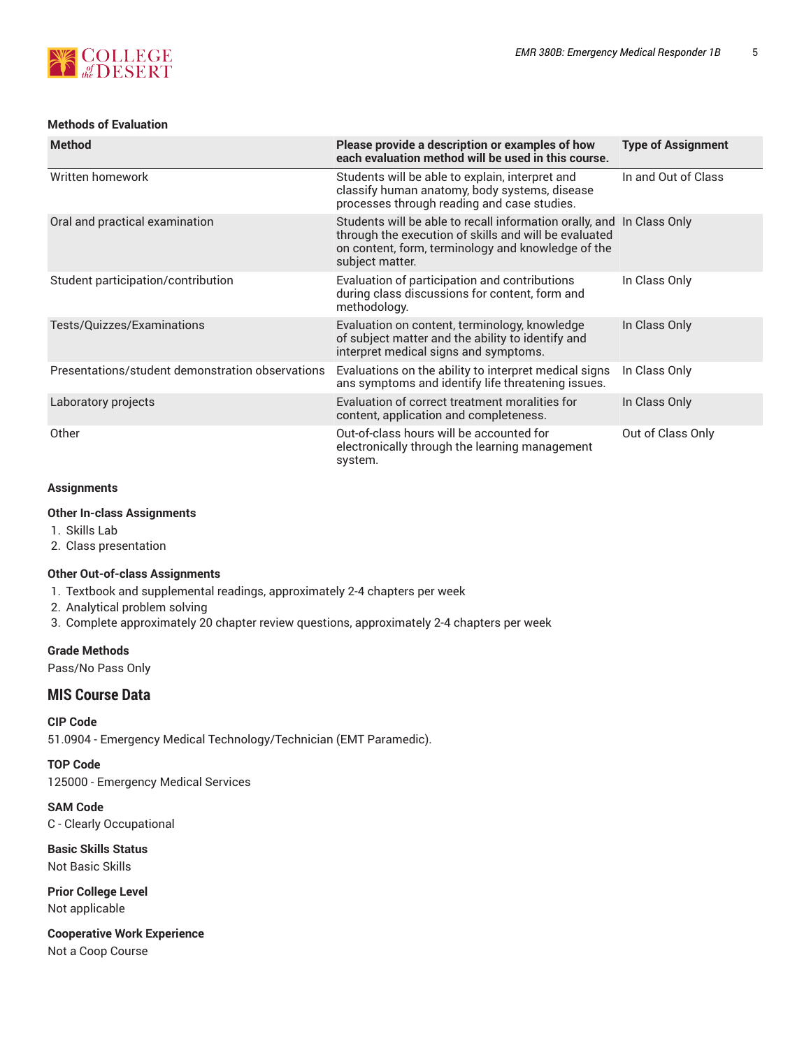#### Methods of Evaluation

| Method | Please provide a description or examples of how each evaluation method will be used in this course. | Type of Assignment |
|---|---|---|
| Written homework | Students will be able to explain, interpret and classify human anatomy, body systems, disease processes through reading and case studies. | In and Out of Class |
| Oral and practical examination | Students will be able to recall information orally, and through the execution of skills and will be evaluated on content, form, terminology and knowledge of the subject matter. | In Class Only |
| Student participation/contribution | Evaluation of participation and contributions during class discussions for content, form and methodology. | In Class Only |
| Tests/Quizzes/Examinations | Evaluation on content, terminology, knowledge of subject matter and the ability to identify and interpret medical signs and symptoms. | In Class Only |
| Presentations/student demonstration observations | Evaluations on the ability to interpret medical signs ans symptoms and identify life threatening issues. | In Class Only |
| Laboratory projects | Evaluation of correct treatment moralities for content, application and completeness. | In Class Only |
| Other | Out-of-class hours will be accounted for electronically through the learning management system. | Out of Class Only |

#### Assignments

#### Other In-class Assignments

1. Skills Lab
2. Class presentation

#### Other Out-of-class Assignments

1. Textbook and supplemental readings, approximately 2-4 chapters per week
2. Analytical problem solving
3. Complete approximately 20 chapter review questions, approximately 2-4 chapters per week

#### Grade Methods

Pass/No Pass Only

## MIS Course Data

#### CIP Code

51.0904 - Emergency Medical Technology/Technician (EMT Paramedic).

#### TOP Code

125000 - Emergency Medical Services

#### SAM Code

C - Clearly Occupational

#### Basic Skills Status

Not Basic Skills

#### Prior College Level

Not applicable

#### Cooperative Work Experience

Not a Coop Course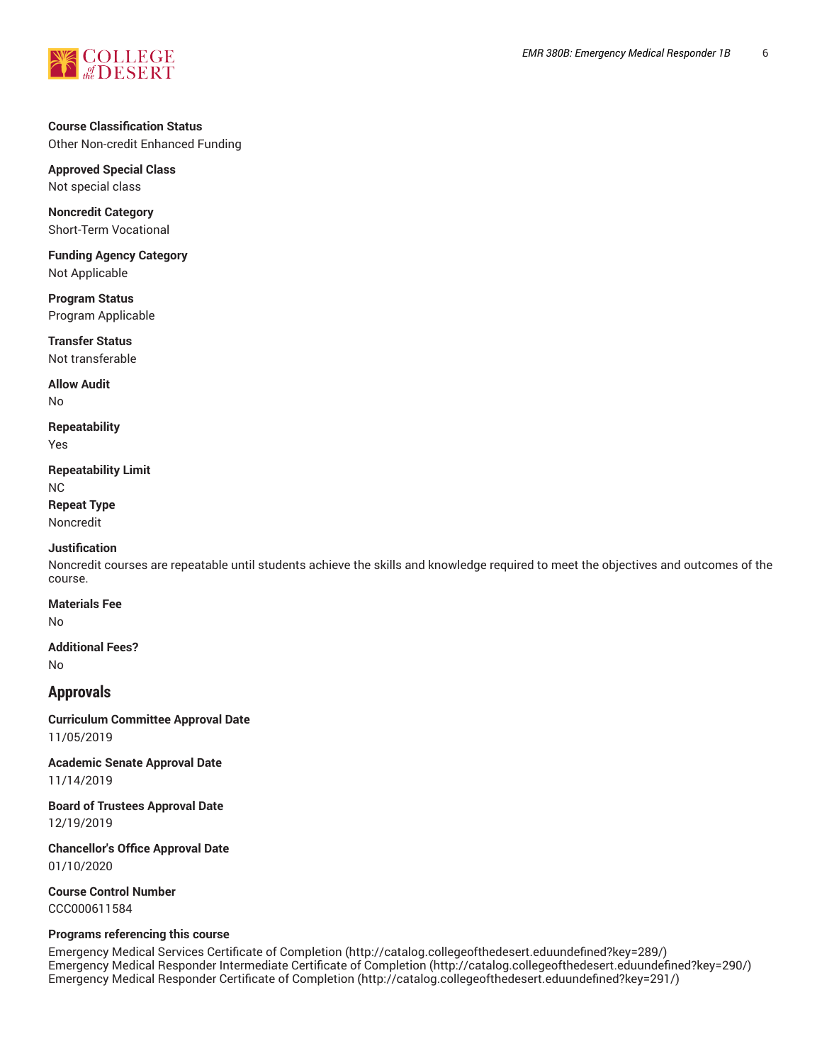**Course Classification Status**
Other Non-credit Enhanced Funding

**Approved Special Class**
Not special class

**Noncredit Category**
Short-Term Vocational

**Funding Agency Category**
Not Applicable

**Program Status**
Program Applicable

**Transfer Status**
Not transferable

**Allow Audit**
No

**Repeatability**
Yes

**Repeatability Limit**
NC

**Repeat Type**
Noncredit

**Justification**
Noncredit courses are repeatable until students achieve the skills and knowledge required to meet the objectives and outcomes of the course.

**Materials Fee**
No

**Additional Fees?**
No

## Approvals

**Curriculum Committee Approval Date**
11/05/2019

**Academic Senate Approval Date**
11/14/2019

**Board of Trustees Approval Date**
12/19/2019

**Chancellor's Office Approval Date**
01/10/2020

**Course Control Number**
CCC000611584

**Programs referencing this course**
Emergency Medical Services Certificate of Completion (http://catalog.collegeofthedesert.eduundefined?key=289/)
Emergency Medical Responder Intermediate Certificate of Completion (http://catalog.collegeofthedesert.eduundefined?key=290/)
Emergency Medical Responder Certificate of Completion (http://catalog.collegeofthedesert.eduundefined?key=291/)